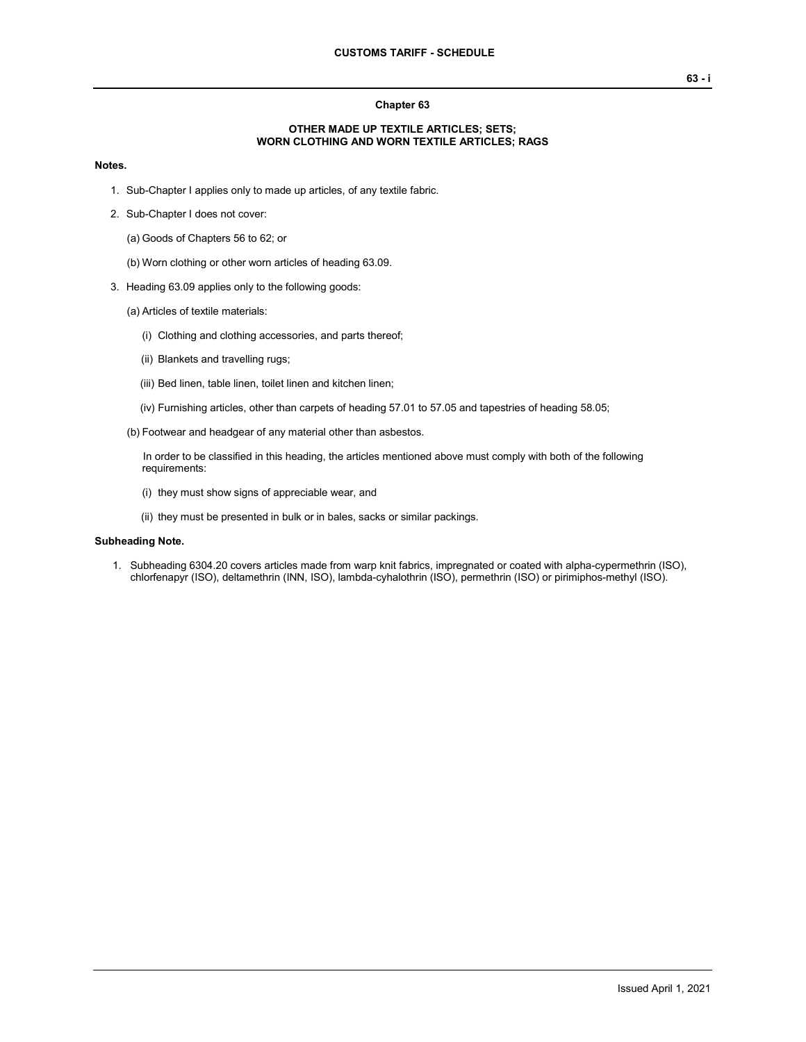## Chapter 63

## OTHER MADE UP TEXTILE ARTICLES; SETS; WORN CLOTHING AND WORN TEXTILE ARTICLES; RAGS

**Notes.**

1. Sub-Chapter I applies only to made up articles, of any textile fabric.

2. Sub-Chapter I does not cover:

   (a) Goods of Chapters 56 to 62; or

   (b) Worn clothing or other worn articles of heading 63.09.

3. Heading 63.09 applies only to the following goods:

   (a) Articles of textile materials:

      (i) Clothing and clothing accessories, and parts thereof;

      (ii) Blankets and travelling rugs;

      (iii) Bed linen, table linen, toilet linen and kitchen linen;

      (iv) Furnishing articles, other than carpets of heading 57.01 to 57.05 and tapestries of heading 58.05;

   (b) Footwear and headgear of any material other than asbestos.

   In order to be classified in this heading, the articles mentioned above must comply with both of the following requirements:

      (i) they must show signs of appreciable wear, and

      (ii) they must be presented in bulk or in bales, sacks or similar packings.

**Subheading Note.**

1. Subheading 6304.20 covers articles made from warp knit fabrics, impregnated or coated with alpha-cypermethrin (ISO), chlorfenapyr (ISO), deltamethrin (INN, ISO), lambda-cyhalothrin (ISO), permethrin (ISO) or pirimiphos-methyl (ISO).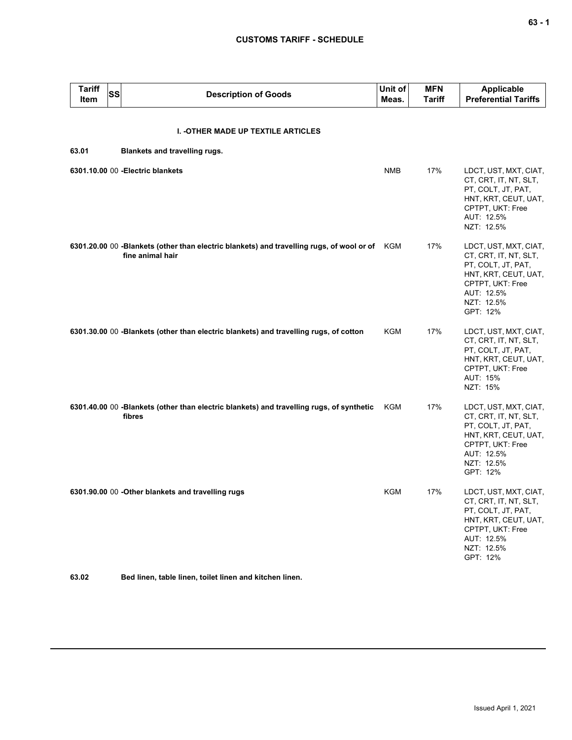| Tariff Item | SS | Description of Goods | Unit of Meas. | MFN Tariff | Applicable Preferential Tariffs |
|---|---|---|---|---|---|
| | | **I. -OTHER MADE UP TEXTILE ARTICLES** | | | |
| **63.01** | | **Blankets and travelling rugs.** | | | |
| **6301.10.00** | 00 | **-Electric blankets** | NMB | 17% | LDCT, UST, MXT, CIAT, CT, CRT, IT, NT, SLT, PT, COLT, JT, PAT, HNT, KRT, CEUT, UAT, CPTPT, UKT: Free<br>AUT: 12.5%<br>NZT: 12.5% |
| **6301.20.00** | 00 | **-Blankets (other than electric blankets) and travelling rugs, of wool or of fine animal hair** | KGM | 17% | LDCT, UST, MXT, CIAT, CT, CRT, IT, NT, SLT, PT, COLT, JT, PAT, HNT, KRT, CEUT, UAT, CPTPT, UKT: Free<br>AUT: 12.5%<br>NZT: 12.5%<br>GPT: 12% |
| **6301.30.00** | 00 | **-Blankets (other than electric blankets) and travelling rugs, of cotton** | KGM | 17% | LDCT, UST, MXT, CIAT, CT, CRT, IT, NT, SLT, PT, COLT, JT, PAT, HNT, KRT, CEUT, UAT, CPTPT, UKT: Free<br>AUT: 15%<br>NZT: 15% |
| **6301.40.00** | 00 | **-Blankets (other than electric blankets) and travelling rugs, of synthetic fibres** | KGM | 17% | LDCT, UST, MXT, CIAT, CT, CRT, IT, NT, SLT, PT, COLT, JT, PAT, HNT, KRT, CEUT, UAT, CPTPT, UKT: Free<br>AUT: 12.5%<br>NZT: 12.5%<br>GPT: 12% |
| **6301.90.00** | 00 | **-Other blankets and travelling rugs** | KGM | 17% | LDCT, UST, MXT, CIAT, CT, CRT, IT, NT, SLT, PT, COLT, JT, PAT, HNT, KRT, CEUT, UAT, CPTPT, UKT: Free<br>AUT: 12.5%<br>NZT: 12.5%<br>GPT: 12% |
| **63.02** | | **Bed linen, table linen, toilet linen and kitchen linen.** | | | |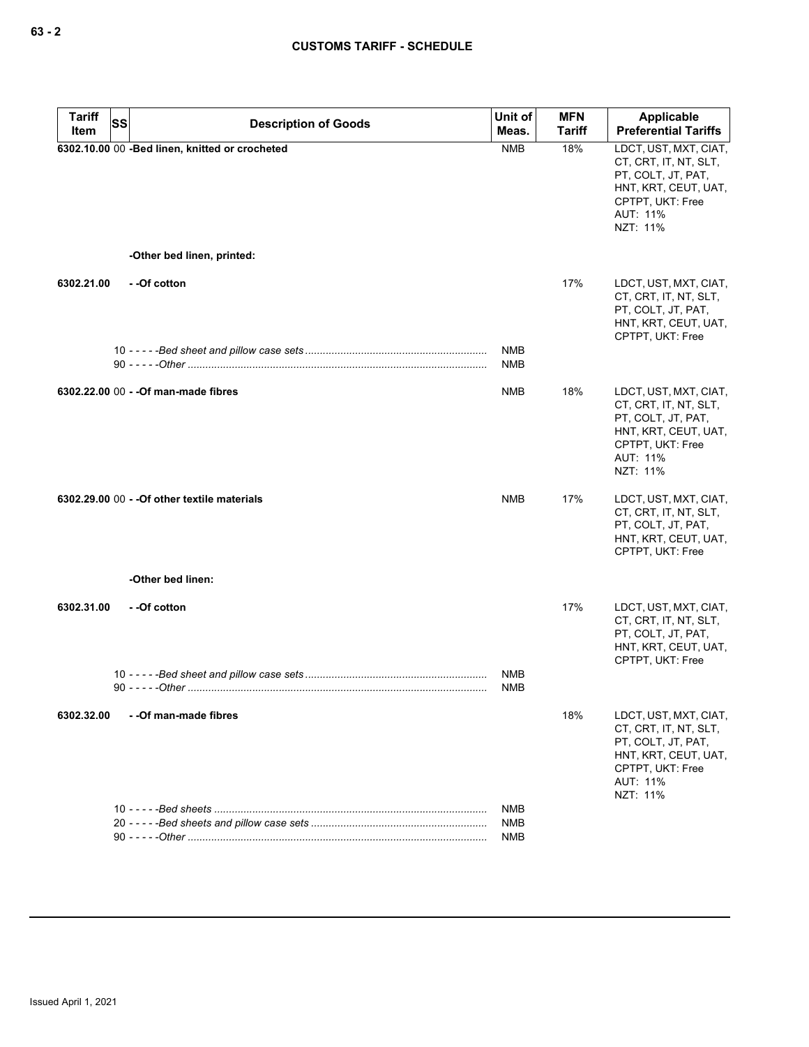| Tariff Item | SS | Description of Goods | Unit of Meas. | MFN Tariff | Applicable Preferential Tariffs |
|---|---|---|---|---|---|
| 6302.10.00 | 00 | -Bed linen, knitted or crocheted | NMB | 18% | LDCT, UST, MXT, CIAT, CT, CRT, IT, NT, SLT, PT, COLT, JT, PAT, HNT, KRT, CEUT, UAT, CPTPT, UKT: Free<br>AUT: 11%<br>NZT: 11% |
| | | -Other bed linen, printed: | | | |
| 6302.21.00 | | - -Of cotton | | 17% | LDCT, UST, MXT, CIAT, CT, CRT, IT, NT, SLT, PT, COLT, JT, PAT, HNT, KRT, CEUT, UAT, CPTPT, UKT: Free |
| | 10 | - - - - -*Bed sheet and pillow case sets* | NMB | | |
| | 90 | - - - - -*Other* | NMB | | |
| 6302.22.00 | 00 | - -Of man-made fibres | NMB | 18% | LDCT, UST, MXT, CIAT, CT, CRT, IT, NT, SLT, PT, COLT, JT, PAT, HNT, KRT, CEUT, UAT, CPTPT, UKT: Free<br>AUT: 11%<br>NZT: 11% |
| 6302.29.00 | 00 | - -Of other textile materials | NMB | 17% | LDCT, UST, MXT, CIAT, CT, CRT, IT, NT, SLT, PT, COLT, JT, PAT, HNT, KRT, CEUT, UAT, CPTPT, UKT: Free |
| | | -Other bed linen: | | | |
| 6302.31.00 | | - -Of cotton | | 17% | LDCT, UST, MXT, CIAT, CT, CRT, IT, NT, SLT, PT, COLT, JT, PAT, HNT, KRT, CEUT, UAT, CPTPT, UKT: Free |
| | 10 | - - - - -*Bed sheet and pillow case sets* | NMB | | |
| | 90 | - - - - -*Other* | NMB | | |
| 6302.32.00 | | - -Of man-made fibres | | 18% | LDCT, UST, MXT, CIAT, CT, CRT, IT, NT, SLT, PT, COLT, JT, PAT, HNT, KRT, CEUT, UAT, CPTPT, UKT: Free<br>AUT: 11%<br>NZT: 11% |
| | 10 | - - - - -*Bed sheets* | NMB | | |
| | 20 | - - - - -*Bed sheets and pillow case sets* | NMB | | |
| | 90 | - - - - -*Other* | NMB | | |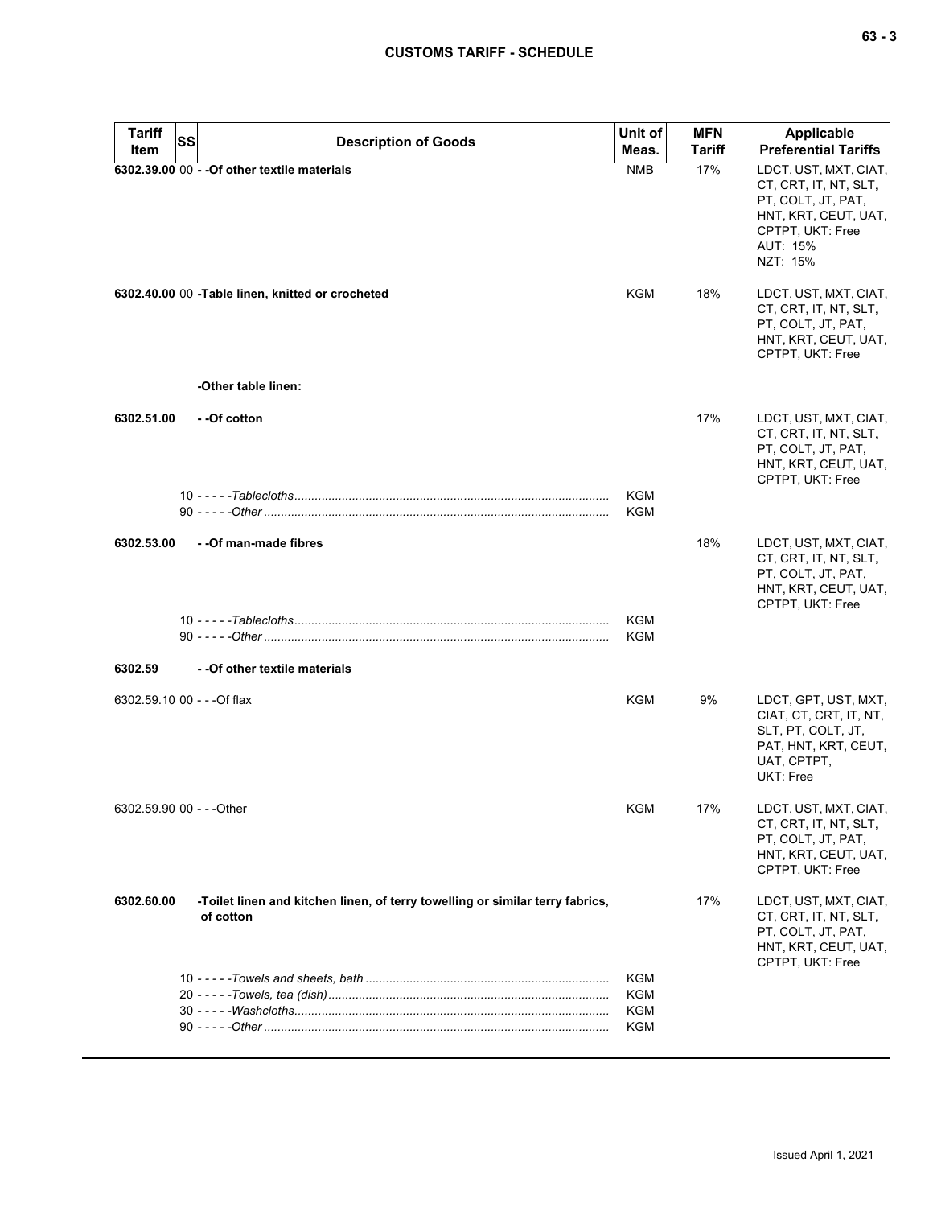| Tariff Item | SS | Description of Goods | Unit of Meas. | MFN Tariff | Applicable Preferential Tariffs |
|---|---|---|---|---|---|
| **6302.39.00** | 00 | **- -Of other textile materials** | NMB | 17% | LDCT, UST, MXT, CIAT, CT, CRT, IT, NT, SLT, PT, COLT, JT, PAT, HNT, KRT, CEUT, UAT, CPTPT, UKT: Free<br>AUT: 15%<br>NZT: 15% |
| **6302.40.00** | 00 | **-Table linen, knitted or crocheted** | KGM | 18% | LDCT, UST, MXT, CIAT, CT, CRT, IT, NT, SLT, PT, COLT, JT, PAT, HNT, KRT, CEUT, UAT, CPTPT, UKT: Free |
| | | **-Other table linen:** | | | |
| **6302.51.00** | | **- -Of cotton** | | 17% | LDCT, UST, MXT, CIAT, CT, CRT, IT, NT, SLT, PT, COLT, JT, PAT, HNT, KRT, CEUT, UAT, CPTPT, UKT: Free |
| | 10 | - - - - -*Tablecloths* | KGM | | |
| | 90 | - - - - -*Other* | KGM | | |
| **6302.53.00** | | **- -Of man-made fibres** | | 18% | LDCT, UST, MXT, CIAT, CT, CRT, IT, NT, SLT, PT, COLT, JT, PAT, HNT, KRT, CEUT, UAT, CPTPT, UKT: Free |
| | 10 | - - - - -*Tablecloths* | KGM | | |
| | 90 | - - - - -*Other* | KGM | | |
| **6302.59** | | **- -Of other textile materials** | | | |
| 6302.59.10 | 00 | - - -Of flax | KGM | 9% | LDCT, GPT, UST, MXT, CIAT, CT, CRT, IT, NT, SLT, PT, COLT, JT, PAT, HNT, KRT, CEUT, UAT, CPTPT, UKT: Free |
| 6302.59.90 | 00 | - - -Other | KGM | 17% | LDCT, UST, MXT, CIAT, CT, CRT, IT, NT, SLT, PT, COLT, JT, PAT, HNT, KRT, CEUT, UAT, CPTPT, UKT: Free |
| **6302.60.00** | | **-Toilet linen and kitchen linen, of terry towelling or similar terry fabrics, of cotton** | | 17% | LDCT, UST, MXT, CIAT, CT, CRT, IT, NT, SLT, PT, COLT, JT, PAT, HNT, KRT, CEUT, UAT, CPTPT, UKT: Free |
| | 10 | - - - - -*Towels and sheets, bath* | KGM | | |
| | 20 | - - - - -*Towels, tea (dish)* | KGM | | |
| | 30 | - - - - -*Washcloths* | KGM | | |
| | 90 | - - - - -*Other* | KGM | | |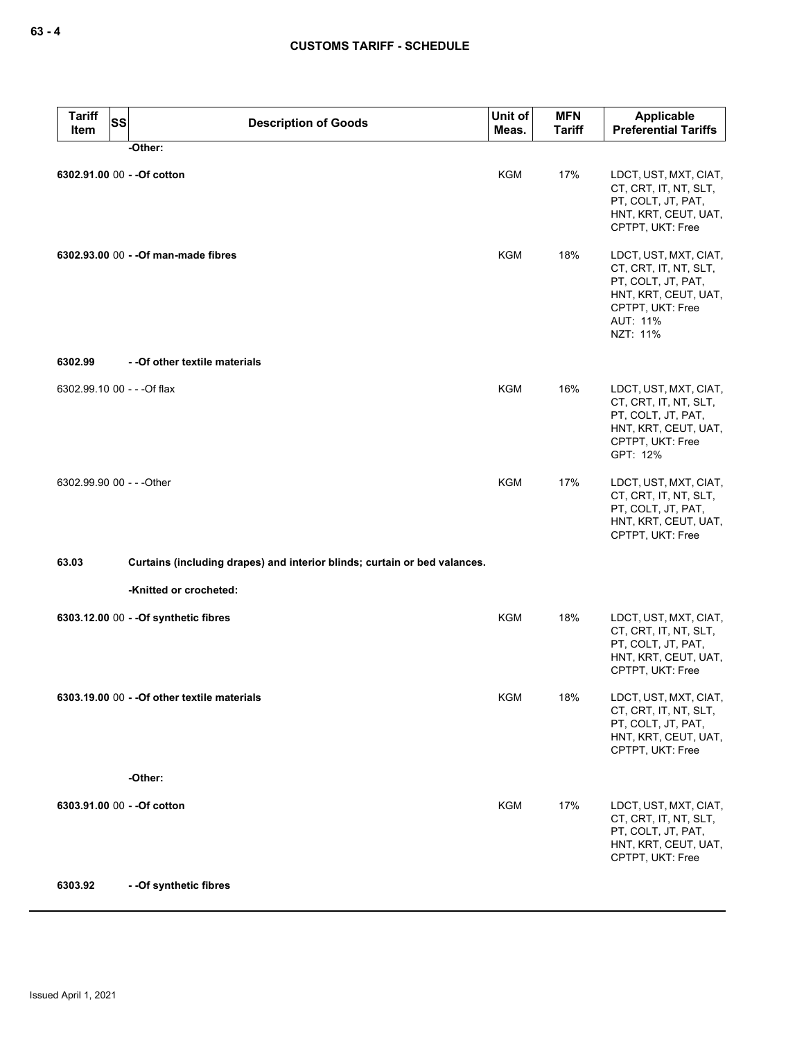| Tariff Item | SS | Description of Goods | Unit of Meas. | MFN Tariff | Applicable Preferential Tariffs |
|---|---|---|---|---|---|
| | | **-Other:** | | | |
| **6302.91.00** | 00 | **- -Of cotton** | KGM | 17% | LDCT, UST, MXT, CIAT, CT, CRT, IT, NT, SLT, PT, COLT, JT, PAT, HNT, KRT, CEUT, UAT, CPTPT, UKT: Free |
| **6302.93.00** | 00 | **- -Of man-made fibres** | KGM | 18% | LDCT, UST, MXT, CIAT, CT, CRT, IT, NT, SLT, PT, COLT, JT, PAT, HNT, KRT, CEUT, UAT, CPTPT, UKT: Free<br>AUT: 11%<br>NZT: 11% |
| **6302.99** | | **- -Of other textile materials** | | | |
| 6302.99.10 | 00 | - - -Of flax | KGM | 16% | LDCT, UST, MXT, CIAT, CT, CRT, IT, NT, SLT, PT, COLT, JT, PAT, HNT, KRT, CEUT, UAT, CPTPT, UKT: Free<br>GPT: 12% |
| 6302.99.90 | 00 | - - -Other | KGM | 17% | LDCT, UST, MXT, CIAT, CT, CRT, IT, NT, SLT, PT, COLT, JT, PAT, HNT, KRT, CEUT, UAT, CPTPT, UKT: Free |
| **63.03** | | **Curtains (including drapes) and interior blinds; curtain or bed valances.** | | | |
| | | **-Knitted or crocheted:** | | | |
| **6303.12.00** | 00 | **- -Of synthetic fibres** | KGM | 18% | LDCT, UST, MXT, CIAT, CT, CRT, IT, NT, SLT, PT, COLT, JT, PAT, HNT, KRT, CEUT, UAT, CPTPT, UKT: Free |
| **6303.19.00** | 00 | **- -Of other textile materials** | KGM | 18% | LDCT, UST, MXT, CIAT, CT, CRT, IT, NT, SLT, PT, COLT, JT, PAT, HNT, KRT, CEUT, UAT, CPTPT, UKT: Free |
| | | **-Other:** | | | |
| **6303.91.00** | 00 | **- -Of cotton** | KGM | 17% | LDCT, UST, MXT, CIAT, CT, CRT, IT, NT, SLT, PT, COLT, JT, PAT, HNT, KRT, CEUT, UAT, CPTPT, UKT: Free |
| **6303.92** | | **- -Of synthetic fibres** | | | |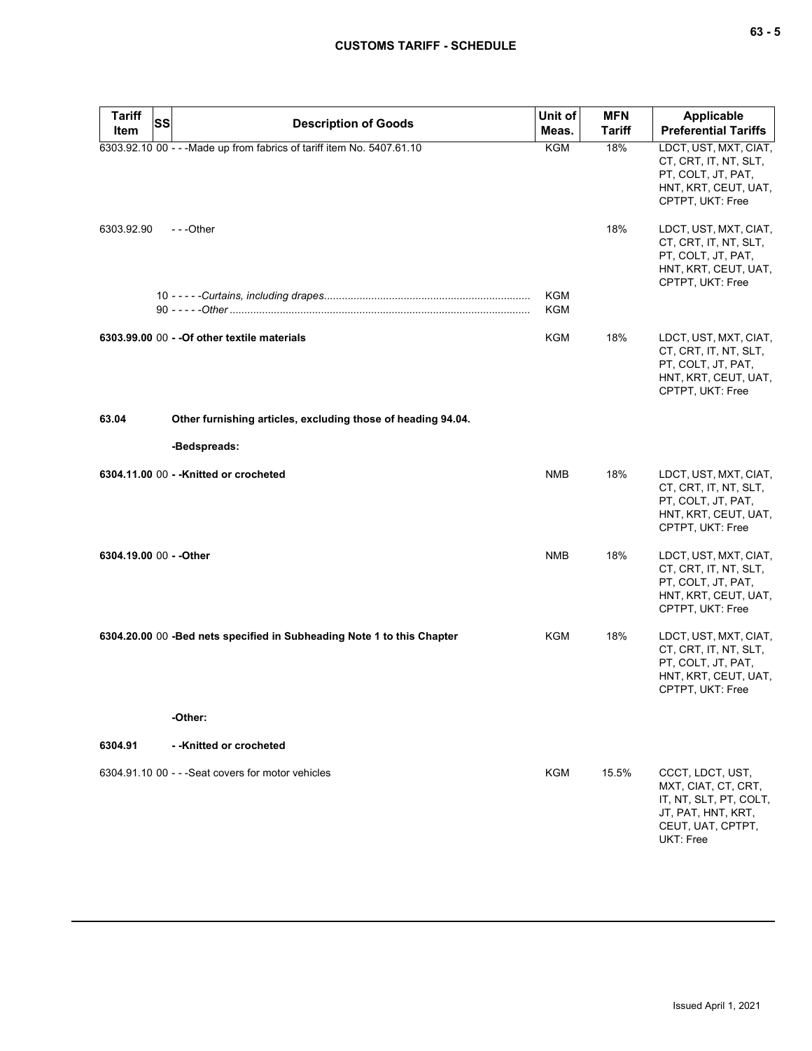| Tariff Item | SS | Description of Goods | Unit of Meas. | MFN Tariff | Applicable Preferential Tariffs |
|---|---|---|---|---|---|
| 6303.92.10 | 00 | - - -Made up from fabrics of tariff item No. 5407.61.10 | KGM | 18% | LDCT, UST, MXT, CIAT, CT, CRT, IT, NT, SLT, PT, COLT, JT, PAT, HNT, KRT, CEUT, UAT, CPTPT, UKT: Free |
| 6303.92.90 | | - - -Other | | 18% | LDCT, UST, MXT, CIAT, CT, CRT, IT, NT, SLT, PT, COLT, JT, PAT, HNT, KRT, CEUT, UAT, CPTPT, UKT: Free |
| | 10 | - - - - -*Curtains, including drapes* | KGM | | |
| | 90 | - - - - -*Other* | KGM | | |
| **6303.99.00** | 00 | **- -Of other textile materials** | KGM | 18% | LDCT, UST, MXT, CIAT, CT, CRT, IT, NT, SLT, PT, COLT, JT, PAT, HNT, KRT, CEUT, UAT, CPTPT, UKT: Free |
| **63.04** | | **Other furnishing articles, excluding those of heading 94.04.** | | | |
| | | **-Bedspreads:** | | | |
| **6304.11.00** | 00 | **- -Knitted or crocheted** | NMB | 18% | LDCT, UST, MXT, CIAT, CT, CRT, IT, NT, SLT, PT, COLT, JT, PAT, HNT, KRT, CEUT, UAT, CPTPT, UKT: Free |
| **6304.19.00** | 00 | **- -Other** | NMB | 18% | LDCT, UST, MXT, CIAT, CT, CRT, IT, NT, SLT, PT, COLT, JT, PAT, HNT, KRT, CEUT, UAT, CPTPT, UKT: Free |
| **6304.20.00** | 00 | **-Bed nets specified in Subheading Note 1 to this Chapter** | KGM | 18% | LDCT, UST, MXT, CIAT, CT, CRT, IT, NT, SLT, PT, COLT, JT, PAT, HNT, KRT, CEUT, UAT, CPTPT, UKT: Free |
| | | **-Other:** | | | |
| **6304.91** | | **- -Knitted or crocheted** | | | |
| 6304.91.10 | 00 | - - -Seat covers for motor vehicles | KGM | 15.5% | CCCT, LDCT, UST, MXT, CIAT, CT, CRT, IT, NT, SLT, PT, COLT, JT, PAT, HNT, KRT, CEUT, UAT, CPTPT, UKT: Free |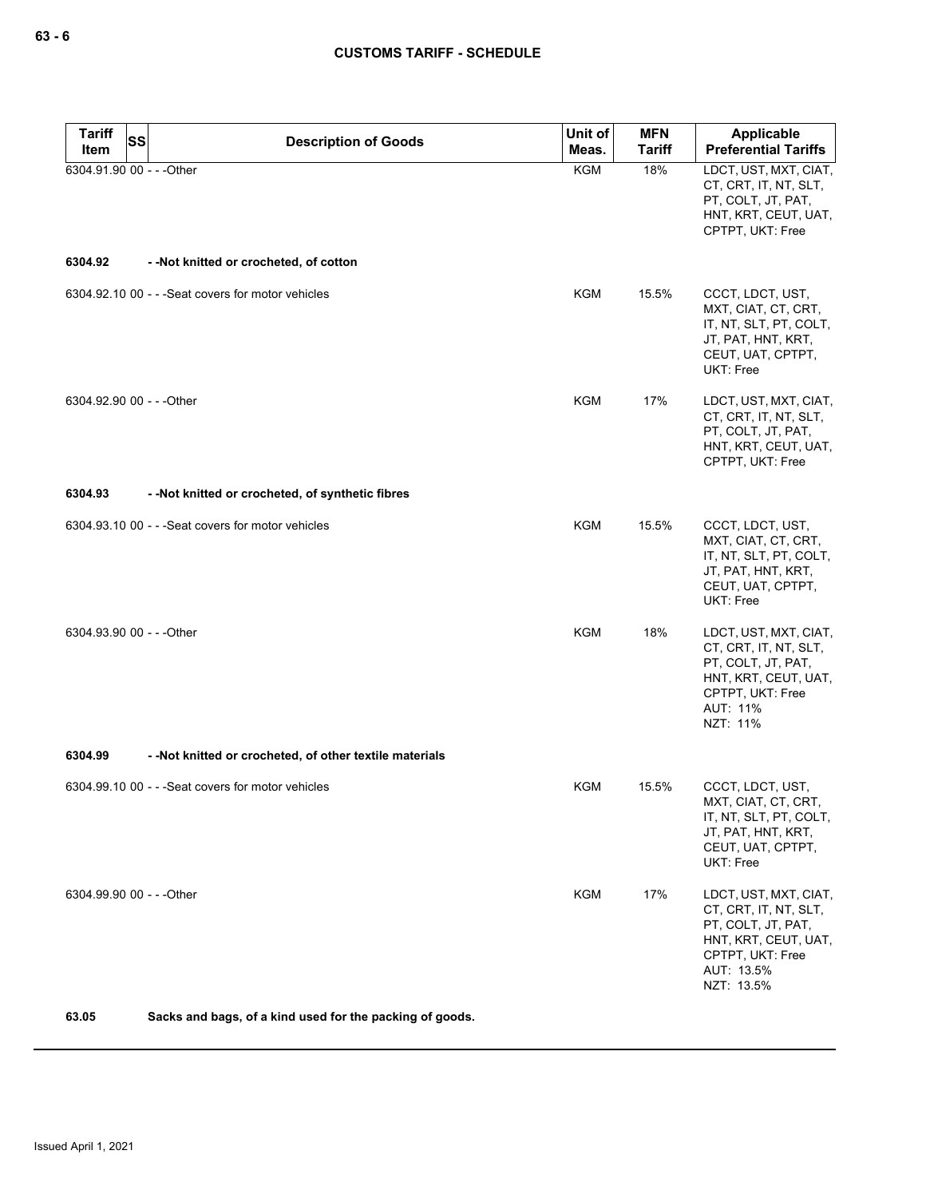| Tariff Item | SS | Description of Goods | Unit of Meas. | MFN Tariff | Applicable Preferential Tariffs |
|---|---|---|---|---|---|
| 6304.91.90 | 00 | - - -Other | KGM | 18% | LDCT, UST, MXT, CIAT, CT, CRT, IT, NT, SLT, PT, COLT, JT, PAT, HNT, KRT, CEUT, UAT, CPTPT, UKT: Free |
| **6304.92** | | **- -Not knitted or crocheted, of cotton** | | | |
| 6304.92.10 | 00 | - - -Seat covers for motor vehicles | KGM | 15.5% | CCCT, LDCT, UST, MXT, CIAT, CT, CRT, IT, NT, SLT, PT, COLT, JT, PAT, HNT, KRT, CEUT, UAT, CPTPT, UKT: Free |
| 6304.92.90 | 00 | - - -Other | KGM | 17% | LDCT, UST, MXT, CIAT, CT, CRT, IT, NT, SLT, PT, COLT, JT, PAT, HNT, KRT, CEUT, UAT, CPTPT, UKT: Free |
| **6304.93** | | **- -Not knitted or crocheted, of synthetic fibres** | | | |
| 6304.93.10 | 00 | - - -Seat covers for motor vehicles | KGM | 15.5% | CCCT, LDCT, UST, MXT, CIAT, CT, CRT, IT, NT, SLT, PT, COLT, JT, PAT, HNT, KRT, CEUT, UAT, CPTPT, UKT: Free |
| 6304.93.90 | 00 | - - -Other | KGM | 18% | LDCT, UST, MXT, CIAT, CT, CRT, IT, NT, SLT, PT, COLT, JT, PAT, HNT, KRT, CEUT, UAT, CPTPT, UKT: Free<br>AUT: 11%<br>NZT: 11% |
| **6304.99** | | **- -Not knitted or crocheted, of other textile materials** | | | |
| 6304.99.10 | 00 | - - -Seat covers for motor vehicles | KGM | 15.5% | CCCT, LDCT, UST, MXT, CIAT, CT, CRT, IT, NT, SLT, PT, COLT, JT, PAT, HNT, KRT, CEUT, UAT, CPTPT, UKT: Free |
| 6304.99.90 | 00 | - - -Other | KGM | 17% | LDCT, UST, MXT, CIAT, CT, CRT, IT, NT, SLT, PT, COLT, JT, PAT, HNT, KRT, CEUT, UAT, CPTPT, UKT: Free<br>AUT: 13.5%<br>NZT: 13.5% |
| **63.05** | | **Sacks and bags, of a kind used for the packing of goods.** | | | |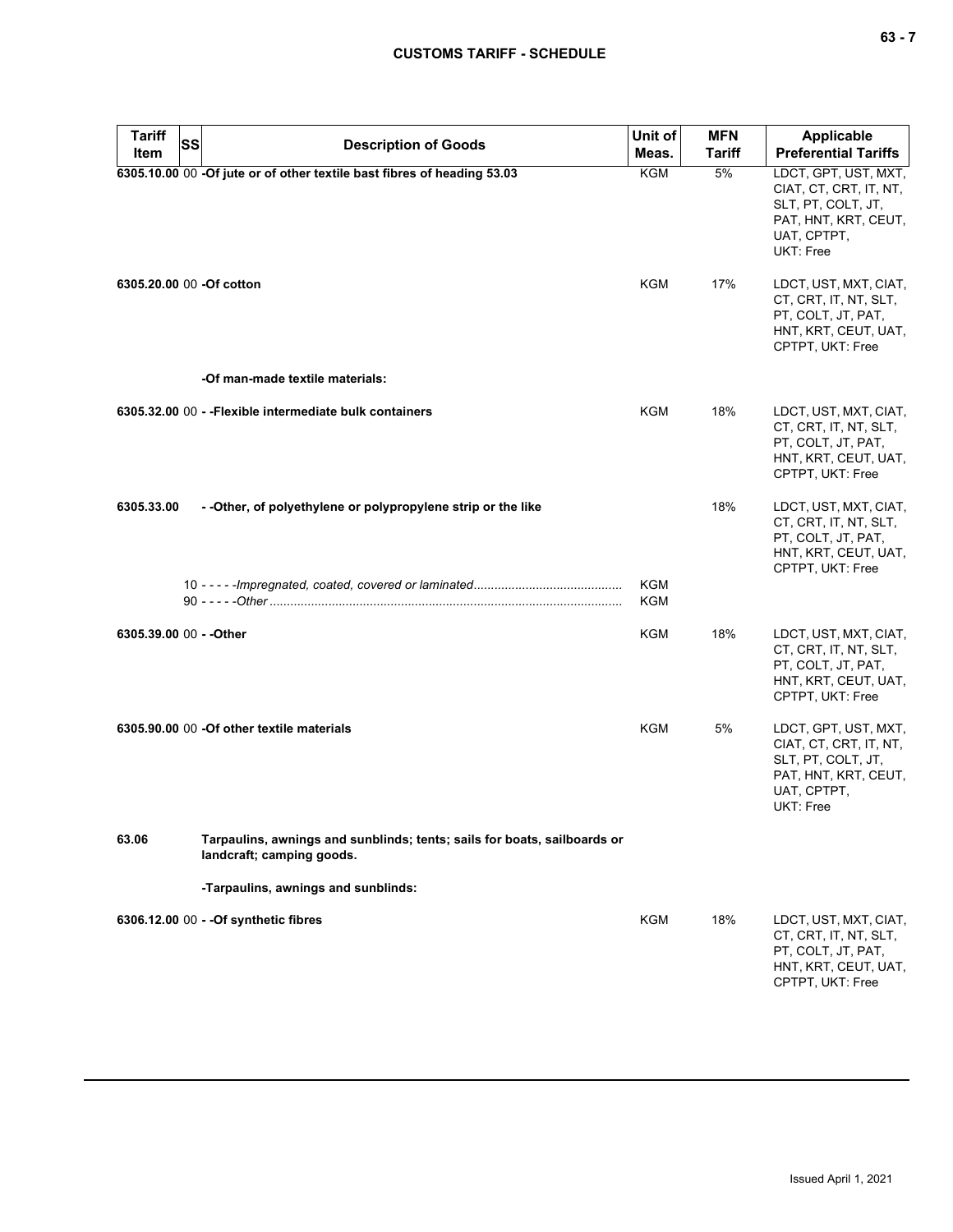| Tariff Item | SS | Description of Goods | Unit of Meas. | MFN Tariff | Applicable Preferential Tariffs |
|---|---|---|---|---|---|
| 6305.10.00 | 00 | -Of jute or of other textile bast fibres of heading 53.03 | KGM | 5% | LDCT, GPT, UST, MXT, CIAT, CT, CRT, IT, NT, SLT, PT, COLT, JT, PAT, HNT, KRT, CEUT, UAT, CPTPT, UKT: Free |
| 6305.20.00 | 00 | -Of cotton | KGM | 17% | LDCT, UST, MXT, CIAT, CT, CRT, IT, NT, SLT, PT, COLT, JT, PAT, HNT, KRT, CEUT, UAT, CPTPT, UKT: Free |
| | | -Of man-made textile materials: | | | |
| 6305.32.00 | 00 | - -Flexible intermediate bulk containers | KGM | 18% | LDCT, UST, MXT, CIAT, CT, CRT, IT, NT, SLT, PT, COLT, JT, PAT, HNT, KRT, CEUT, UAT, CPTPT, UKT: Free |
| 6305.33.00 | | - -Other, of polyethylene or polypropylene strip or the like | | 18% | LDCT, UST, MXT, CIAT, CT, CRT, IT, NT, SLT, PT, COLT, JT, PAT, HNT, KRT, CEUT, UAT, CPTPT, UKT: Free |
| | 10 | - - - - -*Impregnated, coated, covered or laminated* | KGM | | |
| | 90 | - - - - -*Other* | KGM | | |
| 6305.39.00 | 00 | - -Other | KGM | 18% | LDCT, UST, MXT, CIAT, CT, CRT, IT, NT, SLT, PT, COLT, JT, PAT, HNT, KRT, CEUT, UAT, CPTPT, UKT: Free |
| 6305.90.00 | 00 | -Of other textile materials | KGM | 5% | LDCT, GPT, UST, MXT, CIAT, CT, CRT, IT, NT, SLT, PT, COLT, JT, PAT, HNT, KRT, CEUT, UAT, CPTPT, UKT: Free |
| 63.06 | | Tarpaulins, awnings and sunblinds; tents; sails for boats, sailboards or landcraft; camping goods. | | | |
| | | -Tarpaulins, awnings and sunblinds: | | | |
| 6306.12.00 | 00 | - -Of synthetic fibres | KGM | 18% | LDCT, UST, MXT, CIAT, CT, CRT, IT, NT, SLT, PT, COLT, JT, PAT, HNT, KRT, CEUT, UAT, CPTPT, UKT: Free |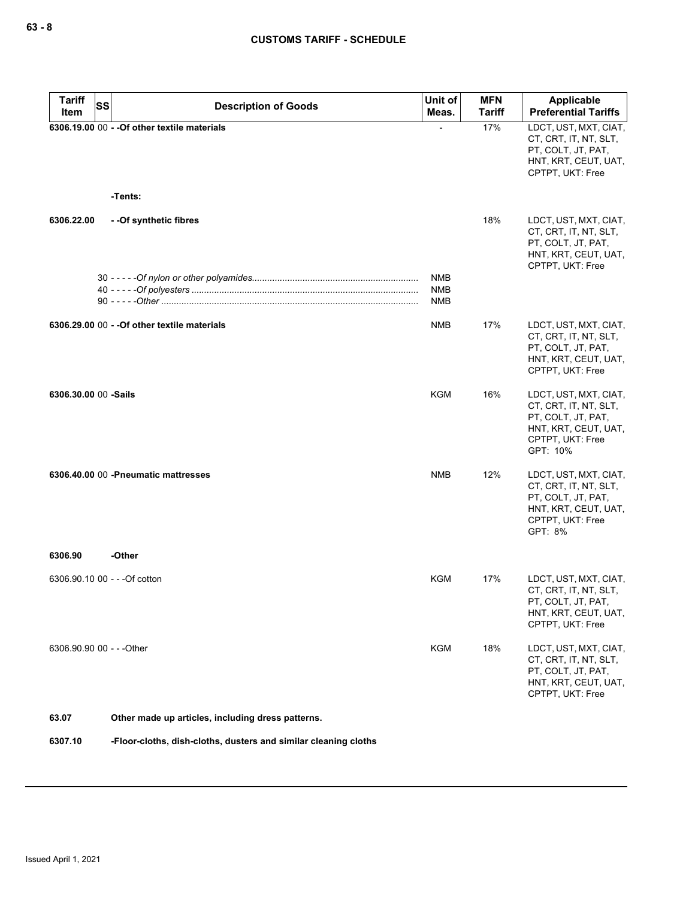| Tariff Item | SS | Description of Goods | Unit of Meas. | MFN Tariff | Applicable Preferential Tariffs |
|---|---|---|---|---|---|
| 6306.19.00 | 00 | - -Of other textile materials | - | 17% | LDCT, UST, MXT, CIAT, CT, CRT, IT, NT, SLT, PT, COLT, JT, PAT, HNT, KRT, CEUT, UAT, CPTPT, UKT: Free |
| | | -Tents: | | | |
| 6306.22.00 | | - -Of synthetic fibres | | 18% | LDCT, UST, MXT, CIAT, CT, CRT, IT, NT, SLT, PT, COLT, JT, PAT, HNT, KRT, CEUT, UAT, CPTPT, UKT: Free |
| | 30 | - - - - -Of nylon or other polyamides | NMB | | |
| | 40 | - - - - -Of polyesters | NMB | | |
| | 90 | - - - - -Other | NMB | | |
| 6306.29.00 | 00 | - -Of other textile materials | NMB | 17% | LDCT, UST, MXT, CIAT, CT, CRT, IT, NT, SLT, PT, COLT, JT, PAT, HNT, KRT, CEUT, UAT, CPTPT, UKT: Free |
| 6306.30.00 | 00 | -Sails | KGM | 16% | LDCT, UST, MXT, CIAT, CT, CRT, IT, NT, SLT, PT, COLT, JT, PAT, HNT, KRT, CEUT, UAT, CPTPT, UKT: Free<br>GPT: 10% |
| 6306.40.00 | 00 | -Pneumatic mattresses | NMB | 12% | LDCT, UST, MXT, CIAT, CT, CRT, IT, NT, SLT, PT, COLT, JT, PAT, HNT, KRT, CEUT, UAT, CPTPT, UKT: Free<br>GPT: 8% |
| 6306.90 | | -Other | | | |
| 6306.90.10 | 00 | - - -Of cotton | KGM | 17% | LDCT, UST, MXT, CIAT, CT, CRT, IT, NT, SLT, PT, COLT, JT, PAT, HNT, KRT, CEUT, UAT, CPTPT, UKT: Free |
| 6306.90.90 | 00 | - - -Other | KGM | 18% | LDCT, UST, MXT, CIAT, CT, CRT, IT, NT, SLT, PT, COLT, JT, PAT, HNT, KRT, CEUT, UAT, CPTPT, UKT: Free |
| 63.07 | | Other made up articles, including dress patterns. | | | |
| 6307.10 | | -Floor-cloths, dish-cloths, dusters and similar cleaning cloths | | | |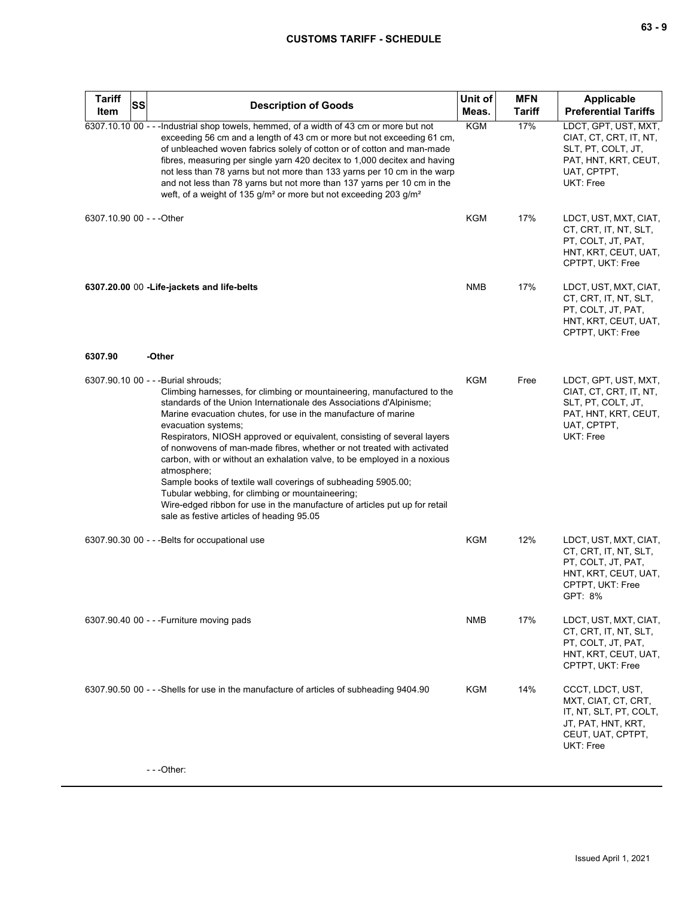| Tariff Item | SS | Description of Goods | Unit of Meas. | MFN Tariff | Applicable Preferential Tariffs |
|---|---|---|---|---|---|
| 6307.10.10 | 00 | - - -Industrial shop towels, hemmed, of a width of 43 cm or more but not exceeding 56 cm and a length of 43 cm or more but not exceeding 61 cm, of unbleached woven fabrics solely of cotton or of cotton and man-made fibres, measuring per single yarn 420 decitex to 1,000 decitex and having not less than 78 yarns but not more than 133 yarns per 10 cm in the warp and not less than 78 yarns but not more than 137 yarns per 10 cm in the weft, of a weight of 135 g/m² or more but not exceeding 203 g/m² | KGM | 17% | LDCT, GPT, UST, MXT, CIAT, CT, CRT, IT, NT, SLT, PT, COLT, JT, PAT, HNT, KRT, CEUT, UAT, CPTPT, UKT: Free |
| 6307.10.90 | 00 | - - -Other | KGM | 17% | LDCT, UST, MXT, CIAT, CT, CRT, IT, NT, SLT, PT, COLT, JT, PAT, HNT, KRT, CEUT, UAT, CPTPT, UKT: Free |
| **6307.20.00** | 00 | **-Life-jackets and life-belts** | NMB | 17% | LDCT, UST, MXT, CIAT, CT, CRT, IT, NT, SLT, PT, COLT, JT, PAT, HNT, KRT, CEUT, UAT, CPTPT, UKT: Free |
| **6307.90** | | **-Other** | | | |
| 6307.90.10 | 00 | - - -Burial shrouds;<br>Climbing harnesses, for climbing or mountaineering, manufactured to the standards of the Union Internationale des Associations d'Alpinisme;<br>Marine evacuation chutes, for use in the manufacture of marine evacuation systems;<br>Respirators, NIOSH approved or equivalent, consisting of several layers of nonwovens of man-made fibres, whether or not treated with activated carbon, with or without an exhalation valve, to be employed in a noxious atmosphere;<br>Sample books of textile wall coverings of subheading 5905.00;<br>Tubular webbing, for climbing or mountaineering;<br>Wire-edged ribbon for use in the manufacture of articles put up for retail sale as festive articles of heading 95.05 | KGM | Free | LDCT, GPT, UST, MXT, CIAT, CT, CRT, IT, NT, SLT, PT, COLT, JT, PAT, HNT, KRT, CEUT, UAT, CPTPT, UKT: Free |
| 6307.90.30 | 00 | - - -Belts for occupational use | KGM | 12% | LDCT, UST, MXT, CIAT, CT, CRT, IT, NT, SLT, PT, COLT, JT, PAT, HNT, KRT, CEUT, UAT, CPTPT, UKT: Free<br>GPT: 8% |
| 6307.90.40 | 00 | - - -Furniture moving pads | NMB | 17% | LDCT, UST, MXT, CIAT, CT, CRT, IT, NT, SLT, PT, COLT, JT, PAT, HNT, KRT, CEUT, UAT, CPTPT, UKT: Free |
| 6307.90.50 | 00 | - - -Shells for use in the manufacture of articles of subheading 9404.90 | KGM | 14% | CCCT, LDCT, UST, MXT, CIAT, CT, CRT, IT, NT, SLT, PT, COLT, JT, PAT, HNT, KRT, CEUT, UAT, CPTPT, UKT: Free |
| | | - - -Other: | | | |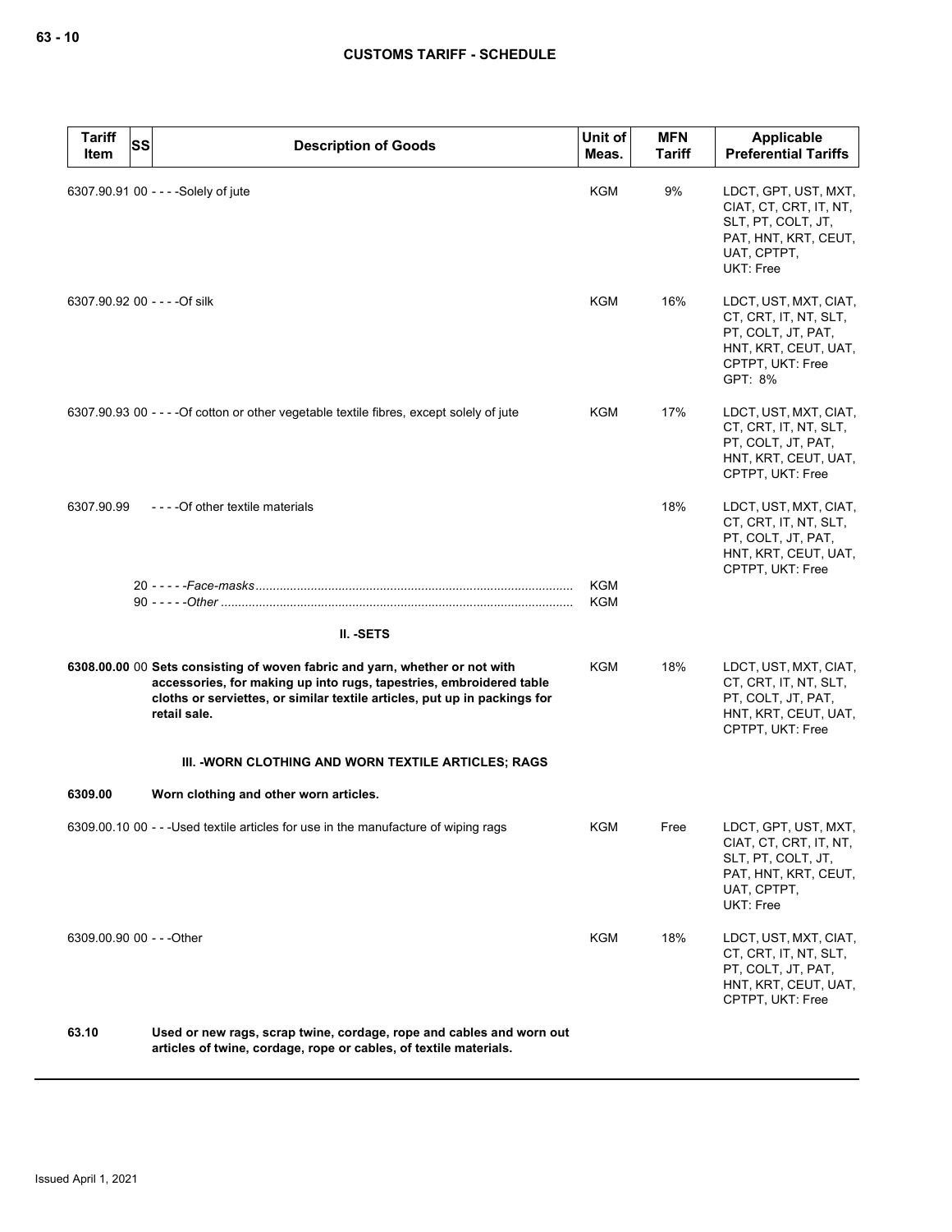| Tariff Item | SS | Description of Goods | Unit of Meas. | MFN Tariff | Applicable Preferential Tariffs |
|---|---|---|---|---|---|
| 6307.90.91 | 00 | - - - -Solely of jute | KGM | 9% | LDCT, GPT, UST, MXT, CIAT, CT, CRT, IT, NT, SLT, PT, COLT, JT, PAT, HNT, KRT, CEUT, UAT, CPTPT, UKT: Free |
| 6307.90.92 | 00 | - - - -Of silk | KGM | 16% | LDCT, UST, MXT, CIAT, CT, CRT, IT, NT, SLT, PT, COLT, JT, PAT, HNT, KRT, CEUT, UAT, CPTPT, UKT: Free<br>GPT: 8% |
| 6307.90.93 | 00 | - - - -Of cotton or other vegetable textile fibres, except solely of jute | KGM | 17% | LDCT, UST, MXT, CIAT, CT, CRT, IT, NT, SLT, PT, COLT, JT, PAT, HNT, KRT, CEUT, UAT, CPTPT, UKT: Free |
| 6307.90.99 | | - - - -Of other textile materials | | 18% | LDCT, UST, MXT, CIAT, CT, CRT, IT, NT, SLT, PT, COLT, JT, PAT, HNT, KRT, CEUT, UAT, CPTPT, UKT: Free |
| | 20 | - - - - -*Face-masks* | KGM | | |
| | 90 | - - - - -*Other* | KGM | | |
| | | **II. -SETS** | | | |
| **6308.00.00** | 00 | **Sets consisting of woven fabric and yarn, whether or not with accessories, for making up into rugs, tapestries, embroidered table cloths or serviettes, or similar textile articles, put up in packings for retail sale.** | KGM | 18% | LDCT, UST, MXT, CIAT, CT, CRT, IT, NT, SLT, PT, COLT, JT, PAT, HNT, KRT, CEUT, UAT, CPTPT, UKT: Free |
| | | **III. -WORN CLOTHING AND WORN TEXTILE ARTICLES; RAGS** | | | |
| **6309.00** | | **Worn clothing and other worn articles.** | | | |
| 6309.00.10 | 00 | - - -Used textile articles for use in the manufacture of wiping rags | KGM | Free | LDCT, GPT, UST, MXT, CIAT, CT, CRT, IT, NT, SLT, PT, COLT, JT, PAT, HNT, KRT, CEUT, UAT, CPTPT, UKT: Free |
| 6309.00.90 | 00 | - - -Other | KGM | 18% | LDCT, UST, MXT, CIAT, CT, CRT, IT, NT, SLT, PT, COLT, JT, PAT, HNT, KRT, CEUT, UAT, CPTPT, UKT: Free |
| **63.10** | | **Used or new rags, scrap twine, cordage, rope and cables and worn out articles of twine, cordage, rope or cables, of textile materials.** | | | |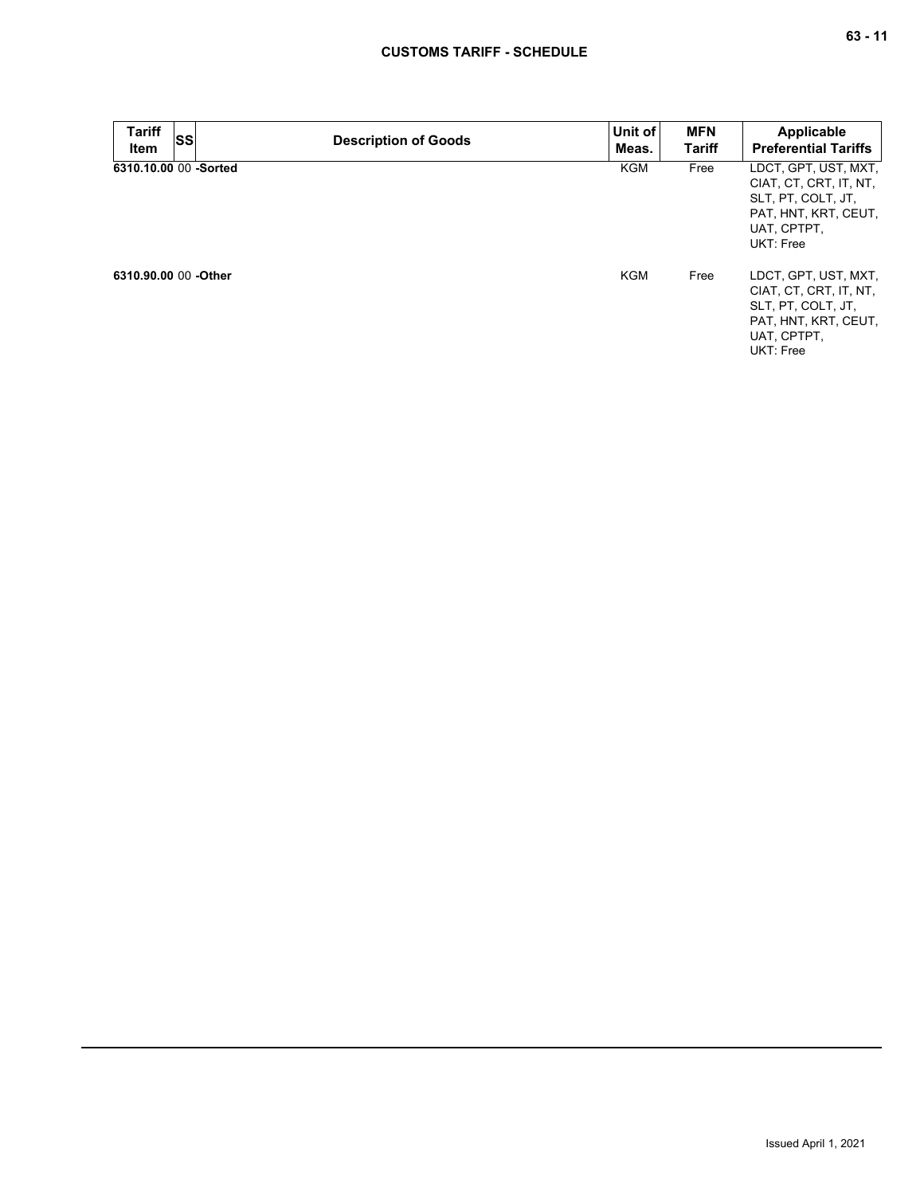| Tariff Item | SS | Description of Goods | Unit of Meas. | MFN Tariff | Applicable Preferential Tariffs |
|---|---|---|---|---|---|
| **6310.10.00** | 00 | **-Sorted** | KGM | Free | LDCT, GPT, UST, MXT, CIAT, CT, CRT, IT, NT, SLT, PT, COLT, JT, PAT, HNT, KRT, CEUT, UAT, CPTPT, UKT: Free |
| **6310.90.00** | 00 | **-Other** | KGM | Free | LDCT, GPT, UST, MXT, CIAT, CT, CRT, IT, NT, SLT, PT, COLT, JT, PAT, HNT, KRT, CEUT, UAT, CPTPT, UKT: Free |